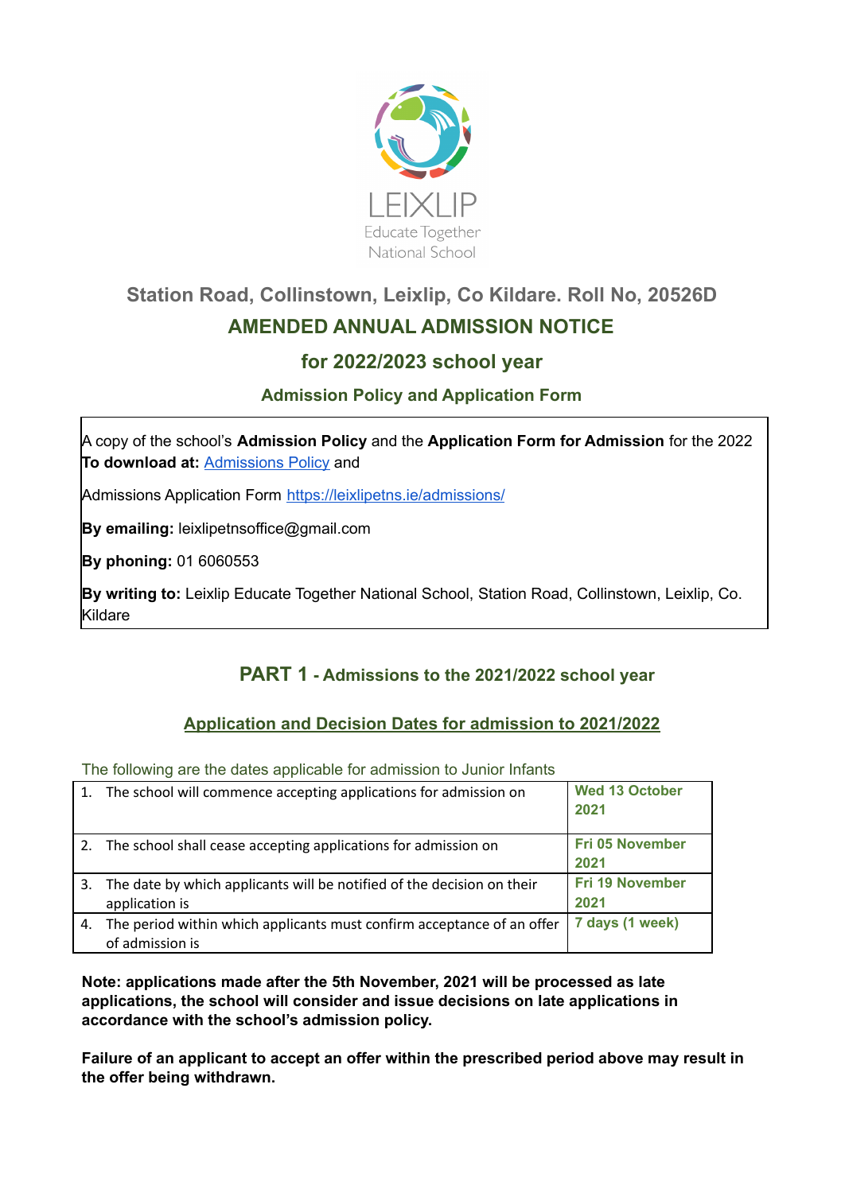LEIXLIP
Educate Together
National School

## Station Road, Collinstown, Leixlip, Co Kildare. Roll No, 20526D

# AMENDED ANNUAL ADMISSION NOTICE

## for 2022/2023 school year

### Admission Policy and Application Form

A copy of the school's **Admission Policy** and the **Application Form for Admission** for the 2022
**To download at:** Admissions Policy and

Admissions Application Form https://leixlipetns.ie/admissions/

**By emailing:** leixlipetnsoffice@gmail.com

**By phoning:** 01 6060553

**By writing to:** Leixlip Educate Together National School, Station Road, Collinstown, Leixlip, Co. Kildare

## PART 1 - Admissions to the 2021/2022 school year

### Application and Decision Dates for admission to 2021/2022

The following are the dates applicable for admission to Junior Infants

| | |
|---|---|
| 1. The school will commence accepting applications for admission on | **Wed 13 October 2021** |
| 2. The school shall cease accepting applications for admission on | **Fri 05 November 2021** |
| 3. The date by which applicants will be notified of the decision on their application is | **Fri 19 November 2021** |
| 4. The period within which applicants must confirm acceptance of an offer of admission is | **7 days (1 week)** |

**Note: applications made after the 5th November, 2021 will be processed as late applications, the school will consider and issue decisions on late applications in accordance with the school's admission policy.**

**Failure of an applicant to accept an offer within the prescribed period above may result in the offer being withdrawn.**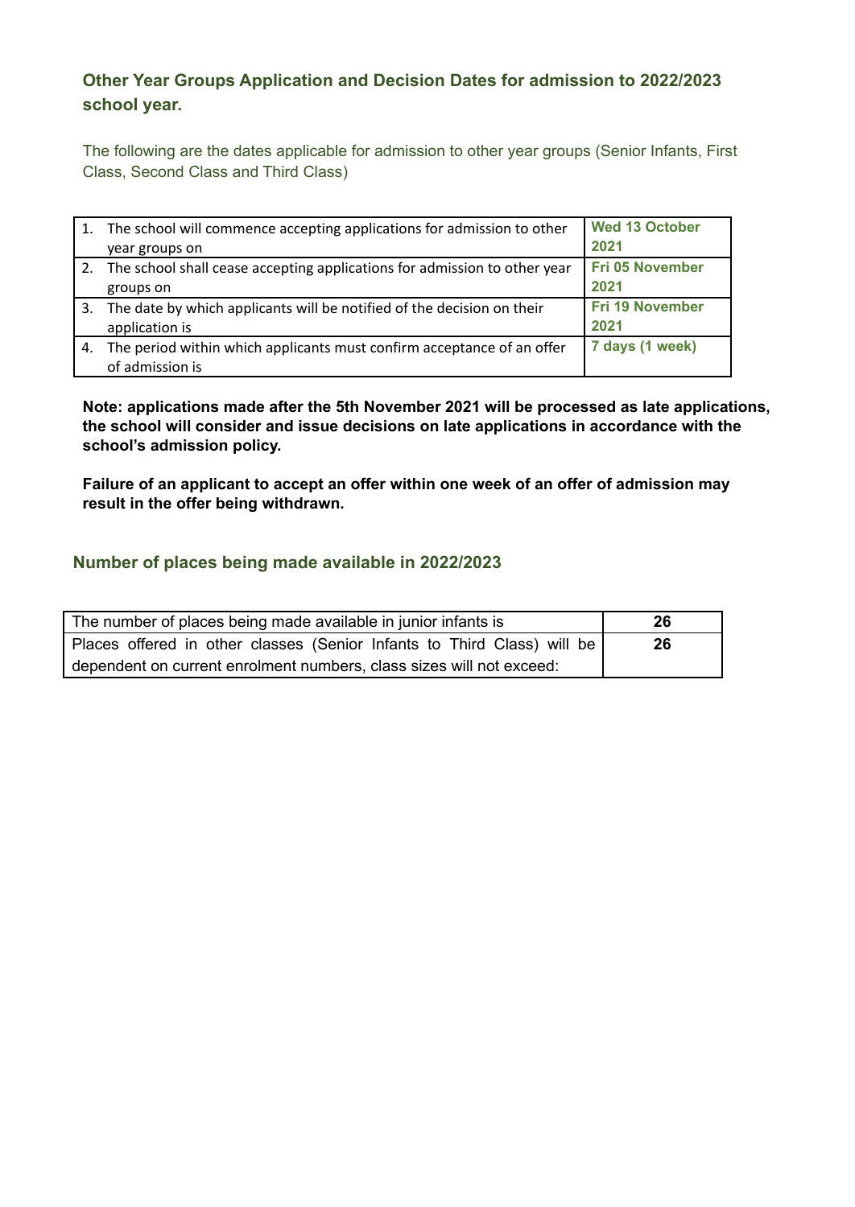## Other Year Groups Application and Decision Dates for admission to 2022/2023 school year.

The following are the dates applicable for admission to other year groups (Senior Infants, First Class, Second Class and Third Class)

| | |
|---|---|
| 1. The school will commence accepting applications for admission to other year groups on | **Wed 13 October 2021** |
| 2. The school shall cease accepting applications for admission to other year groups on | **Fri 05 November 2021** |
| 3. The date by which applicants will be notified of the decision on their application is | **Fri 19 November 2021** |
| 4. The period within which applicants must confirm acceptance of an offer of admission is | **7 days (1 week)** |

**Note: applications made after the 5th November 2021 will be processed as late applications, the school will consider and issue decisions on late applications in accordance with the school's admission policy.**

**Failure of an applicant to accept an offer within one week of an offer of admission may result in the offer being withdrawn.**

## Number of places being made available in 2022/2023

| | |
|---|---|
| The number of places being made available in junior infants is | **26** |
| Places offered in other classes (Senior Infants to Third Class) will be dependent on current enrolment numbers, class sizes will not exceed: | **26** |